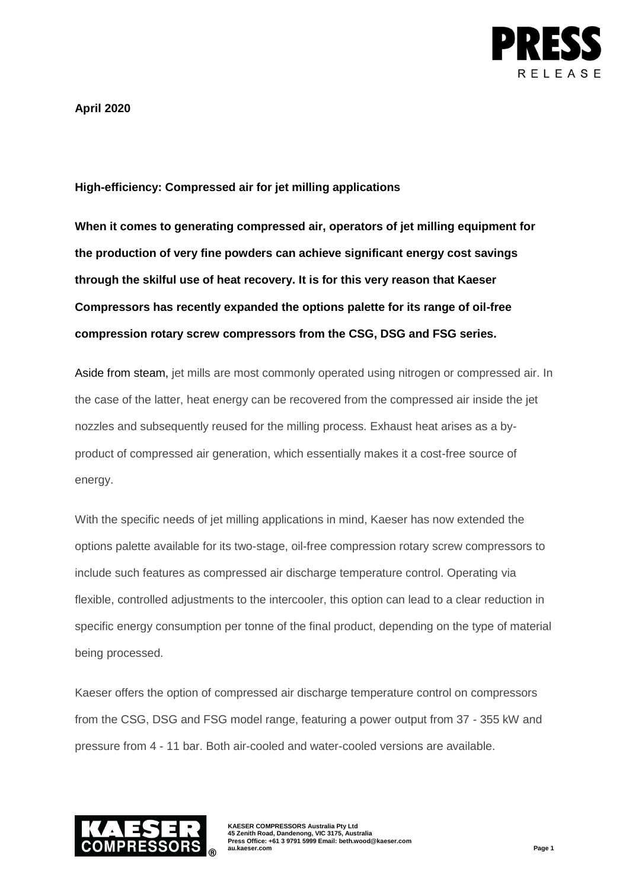**April 2020**

**High-efficiency: Compressed air for jet milling applications**

**When it comes to generating compressed air, operators of jet milling equipment for the production of very fine powders can achieve significant energy cost savings through the skilful use of heat recovery. It is for this very reason that Kaeser Compressors has recently expanded the options palette for its range of oil-free compression rotary screw compressors from the CSG, DSG and FSG series.**

Aside from steam, jet mills are most commonly operated using nitrogen or compressed air. In the case of the latter, heat energy can be recovered from the compressed air inside the jet nozzles and subsequently reused for the milling process. Exhaust heat arises as a by-product of compressed air generation, which essentially makes it a cost-free source of energy.

With the specific needs of jet milling applications in mind, Kaeser has now extended the options palette available for its two-stage, oil-free compression rotary screw compressors to include such features as compressed air discharge temperature control. Operating via flexible, controlled adjustments to the intercooler, this option can lead to a clear reduction in specific energy consumption per tonne of the final product, depending on the type of material being processed.

Kaeser offers the option of compressed air discharge temperature control on compressors from the CSG, DSG and FSG model range, featuring a power output from 37 - 355 kW and pressure from 4 - 11 bar. Both air-cooled and water-cooled versions are available.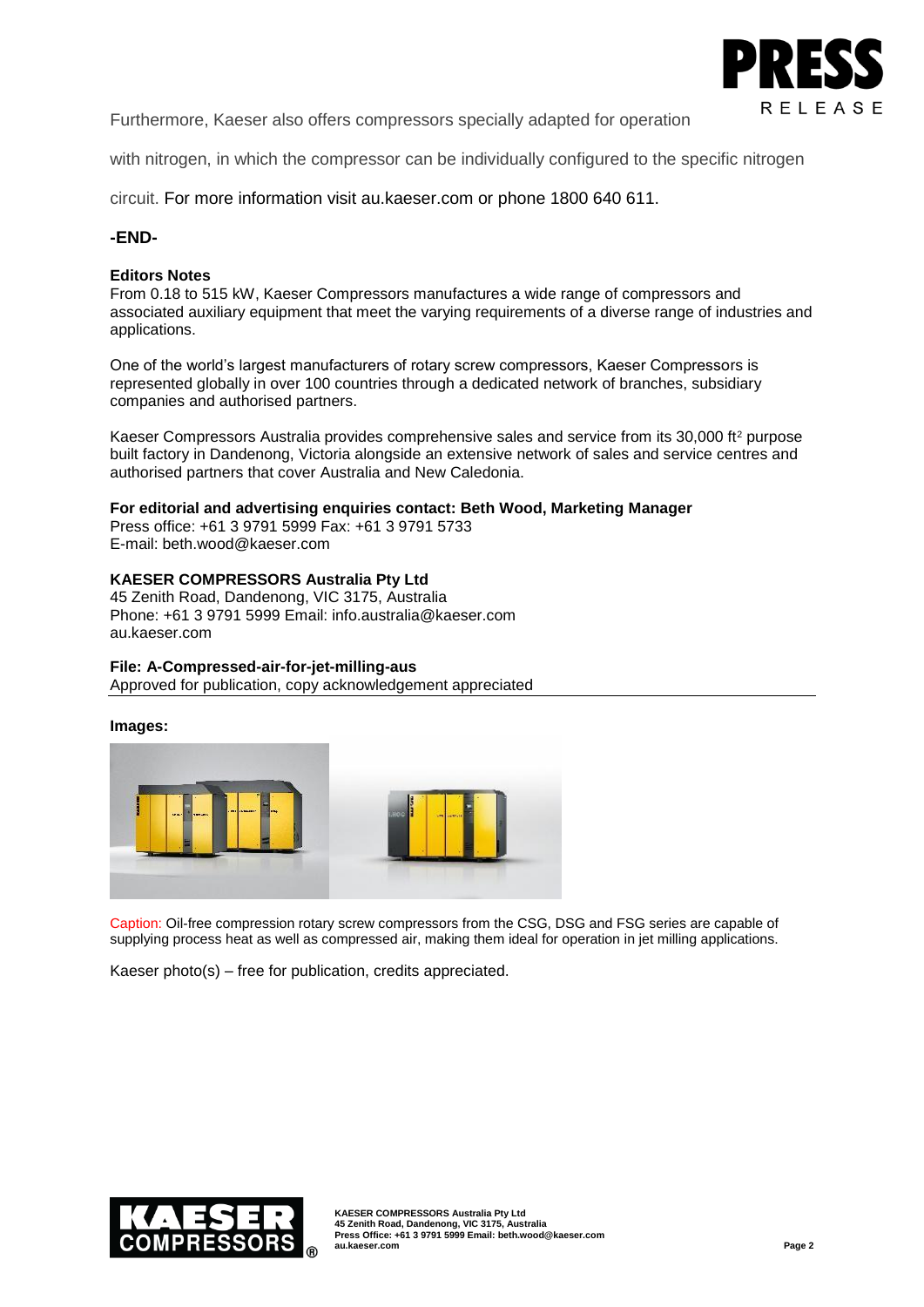Furthermore, Kaeser also offers compressors specially adapted for operation with nitrogen, in which the compressor can be individually configured to the specific nitrogen circuit. For more information visit au.kaeser.com or phone 1800 640 611.

**-END-**

**Editors Notes**

From 0.18 to 515 kW, Kaeser Compressors manufactures a wide range of compressors and associated auxiliary equipment that meet the varying requirements of a diverse range of industries and applications.

One of the world's largest manufacturers of rotary screw compressors, Kaeser Compressors is represented globally in over 100 countries through a dedicated network of branches, subsidiary companies and authorised partners.

Kaeser Compressors Australia provides comprehensive sales and service from its 30,000 $ft^2$ purpose built factory in Dandenong, Victoria alongside an extensive network of sales and service centres and authorised partners that cover Australia and New Caledonia.

**For editorial and advertising enquiries contact: Beth Wood, Marketing Manager**
Press office: +61 3 9791 5999 Fax: +61 3 9791 5733
E-mail: beth.wood@kaeser.com

**KAESER COMPRESSORS Australia Pty Ltd**
45 Zenith Road, Dandenong, VIC 3175, Australia
Phone: +61 3 9791 5999 Email: info.australia@kaeser.com
au.kaeser.com

**File: A-Compressed-air-for-jet-milling-aus**
Approved for publication, copy acknowledgement appreciated

**Images:**

Caption: Oil-free compression rotary screw compressors from the CSG, DSG and FSG series are capable of supplying process heat as well as compressed air, making them ideal for operation in jet milling applications.

Kaeser photo(s) – free for publication, credits appreciated.